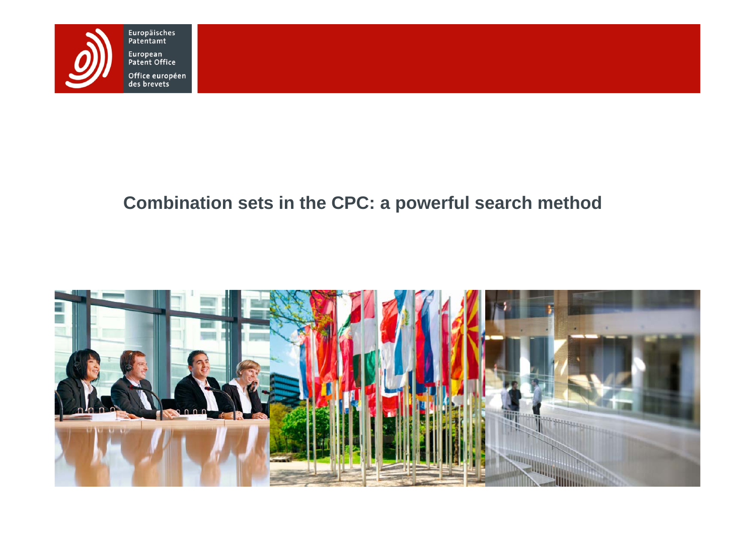Europäisches Patentamt

European Patent Office

Office européen des brevets

# Combination sets in the CPC: a powerful search method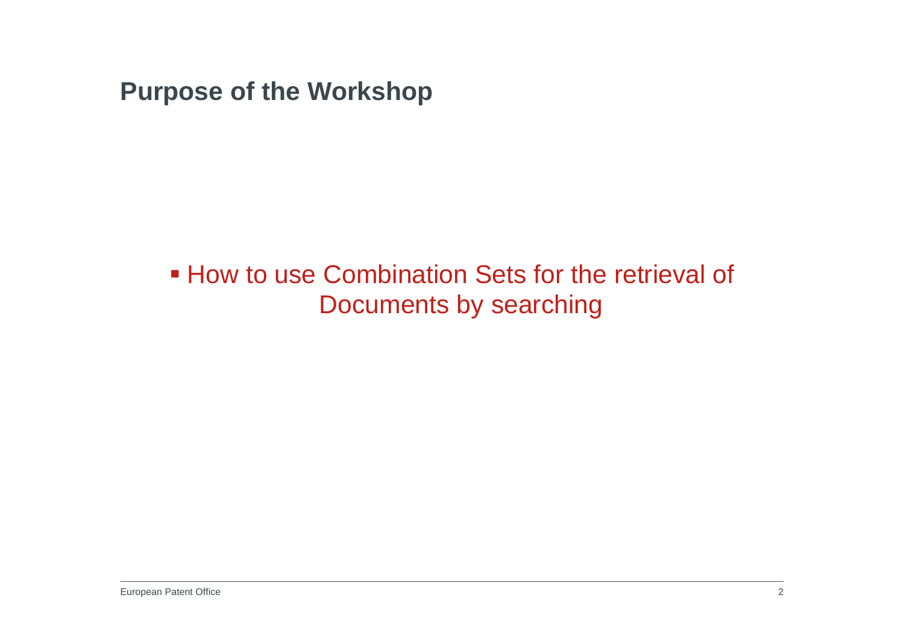## Purpose of the Workshop

- How to use Combination Sets for the retrieval of Documents by searching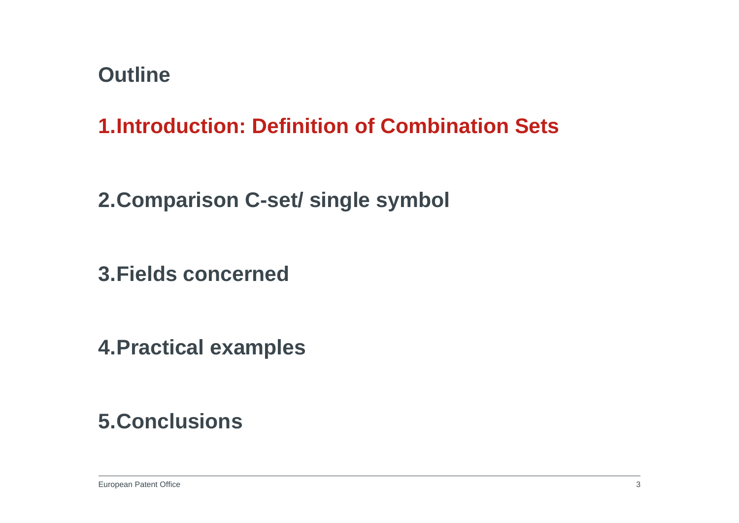# Outline

1. **Introduction: Definition of Combination Sets**

2. **Comparison C-set/ single symbol**

3. **Fields concerned**

4. **Practical examples**

5. **Conclusions**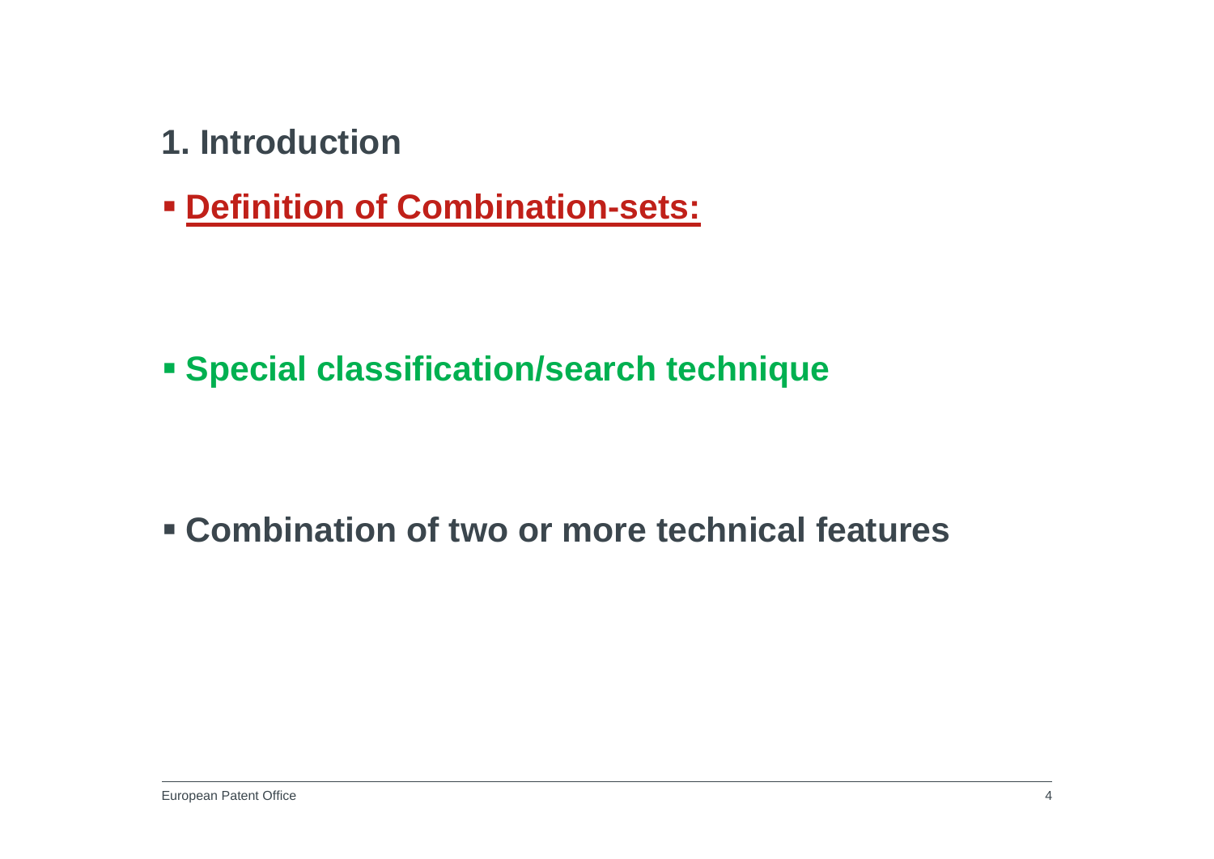# 1. Introduction

- **Definition of Combination-sets:**

- **Special classification/search technique**

- **Combination of two or more technical features**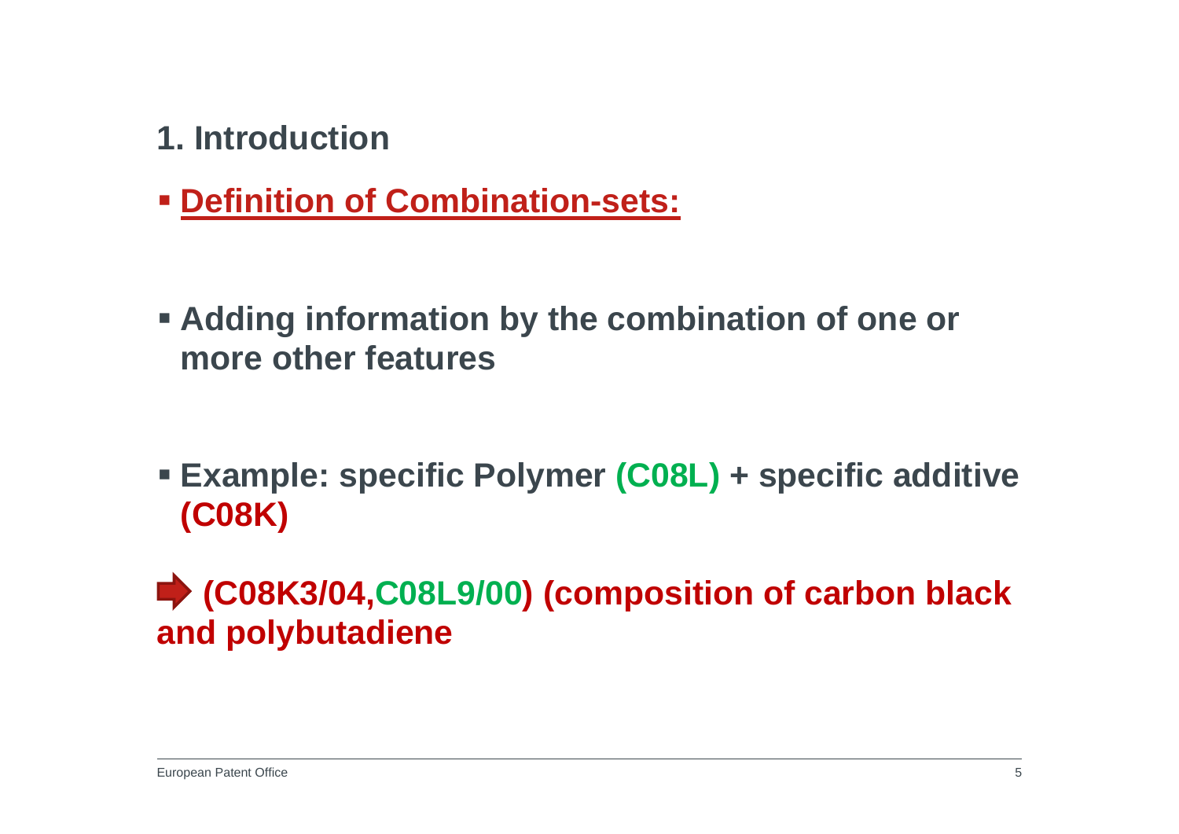# 1. Introduction

- **Definition of Combination-sets:**

- **Adding information by the combination of one or more other features**

- **Example: specific Polymer (C08L) + specific additive (C08K)**

➡ **(C08K3/04,C08L9/00) (composition of carbon black and polybutadiene**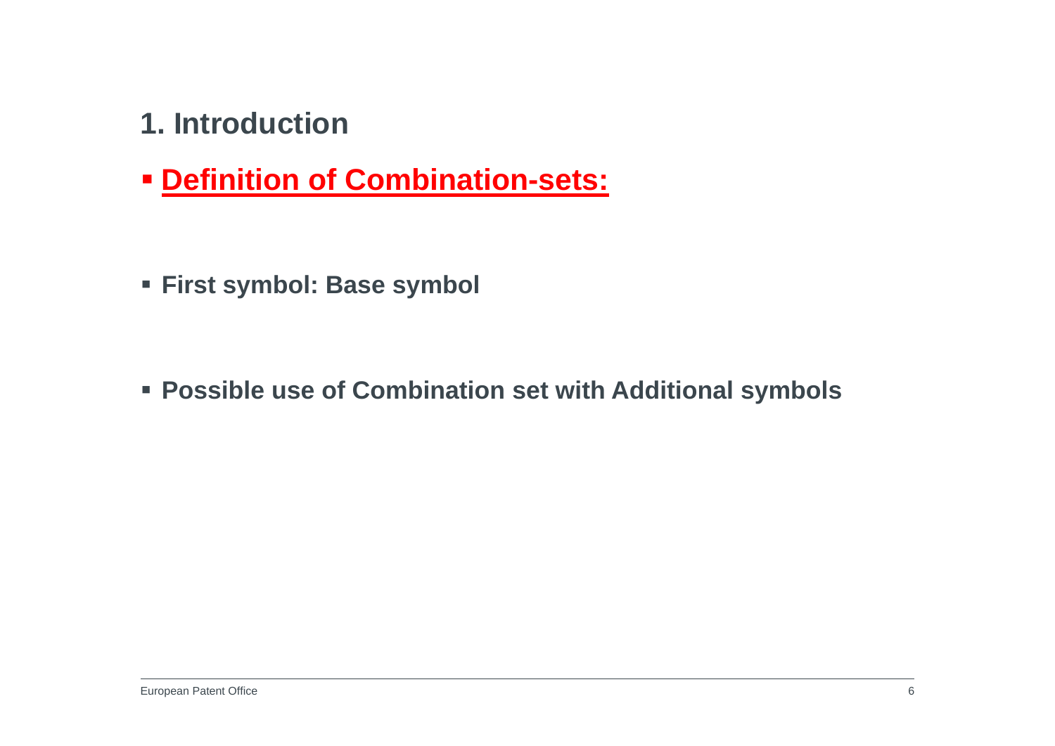## 1. Introduction

- **Definition of Combination-sets:**

- **First symbol: Base symbol**

- **Possible use of Combination set with Additional symbols**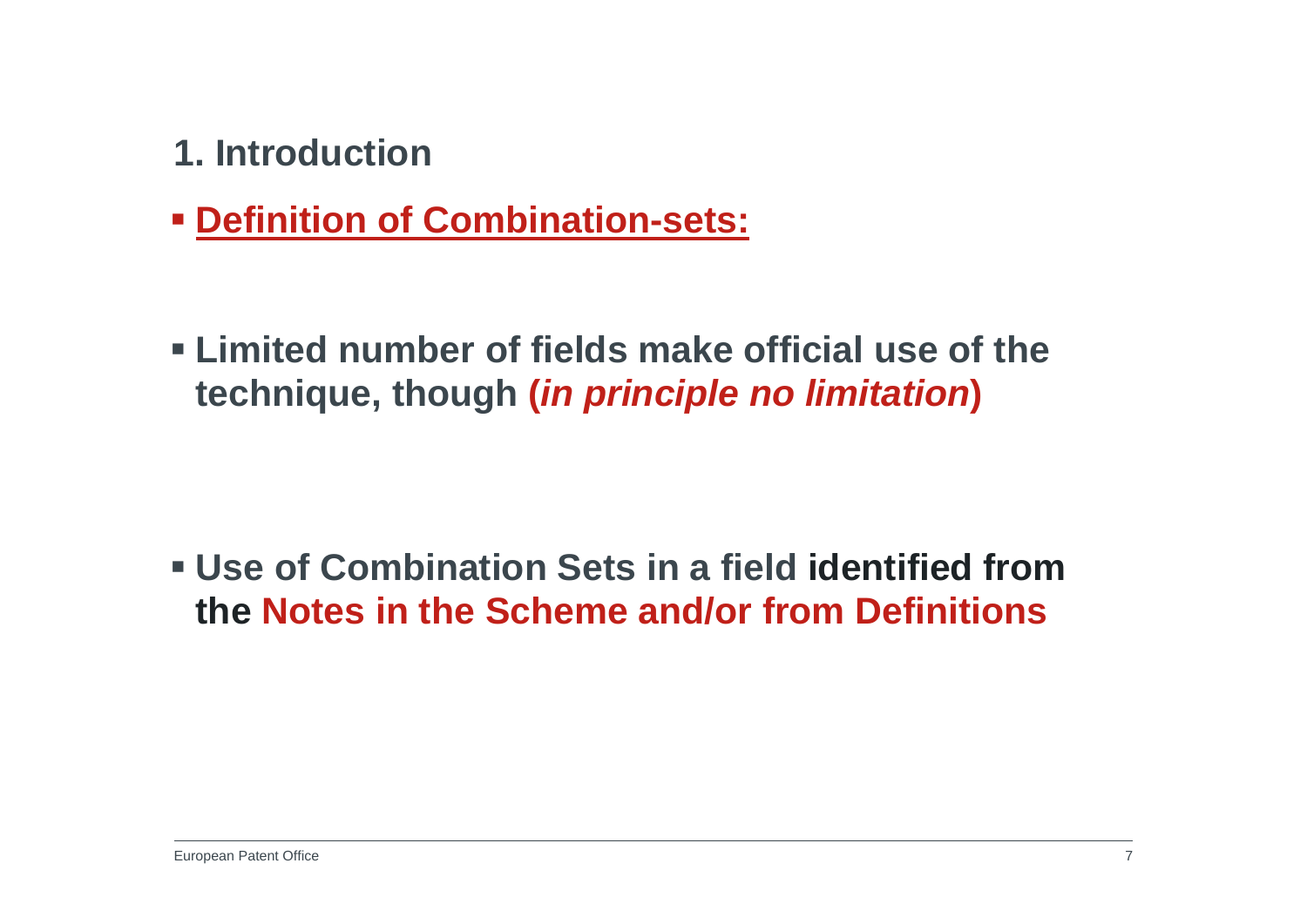## 1. Introduction

- **Definition of Combination-sets:**

- **Limited number of fields make official use of the technique, though (*in principle no limitation*)**

- **Use of Combination Sets in a field identified from the Notes in the Scheme and/or from Definitions**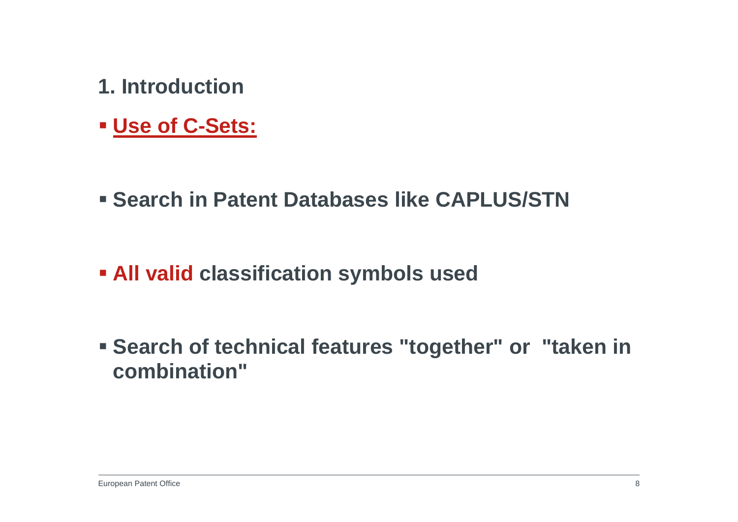## 1. Introduction

- **Use of C-Sets:**

- **Search in Patent Databases like CAPLUS/STN**

- **All valid classification symbols used**

- **Search of technical features "together" or  "taken in combination"**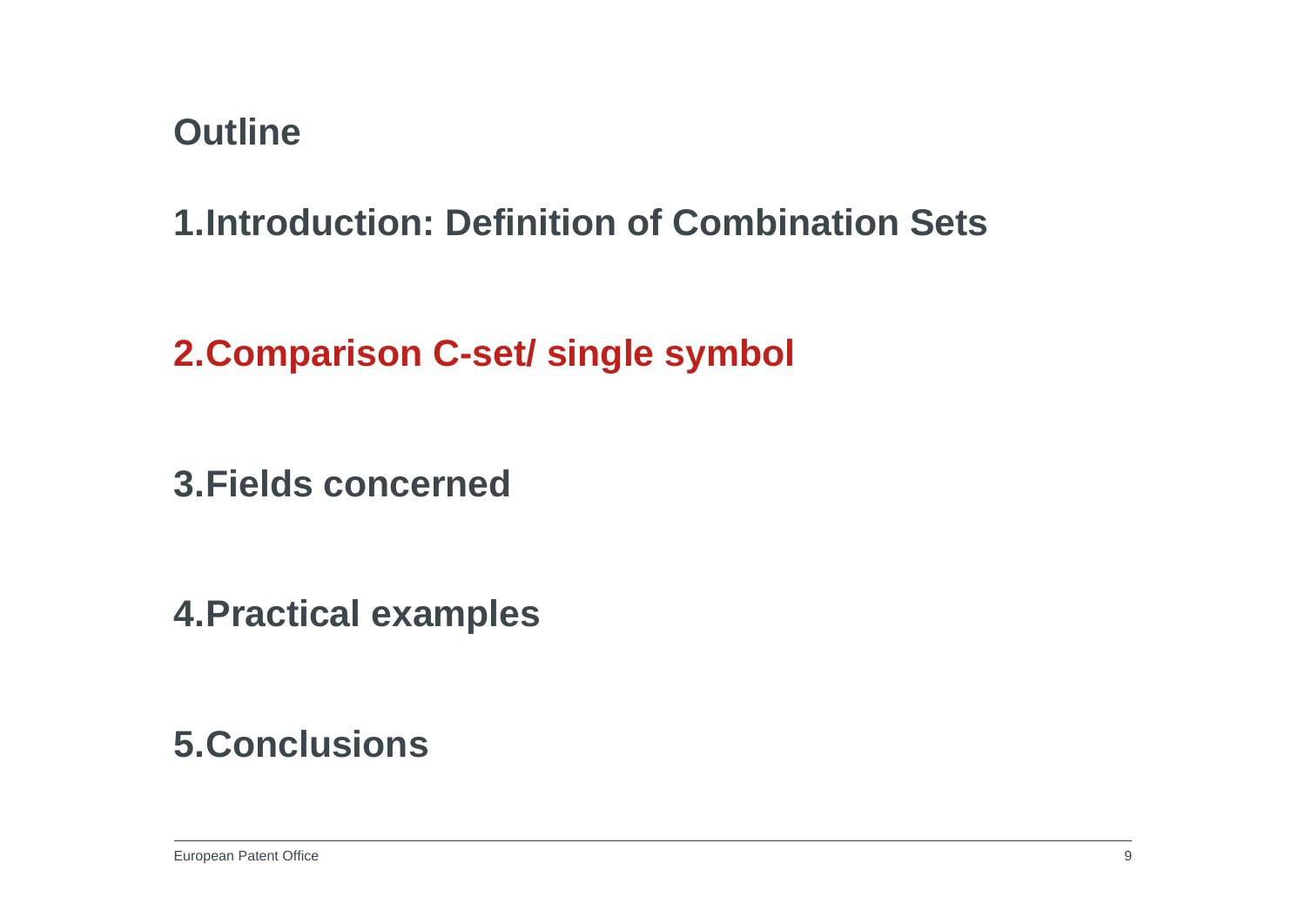# Outline

1. Introduction: Definition of Combination Sets

2. **Comparison C-set/ single symbol**

3. Fields concerned

4. Practical examples

5. Conclusions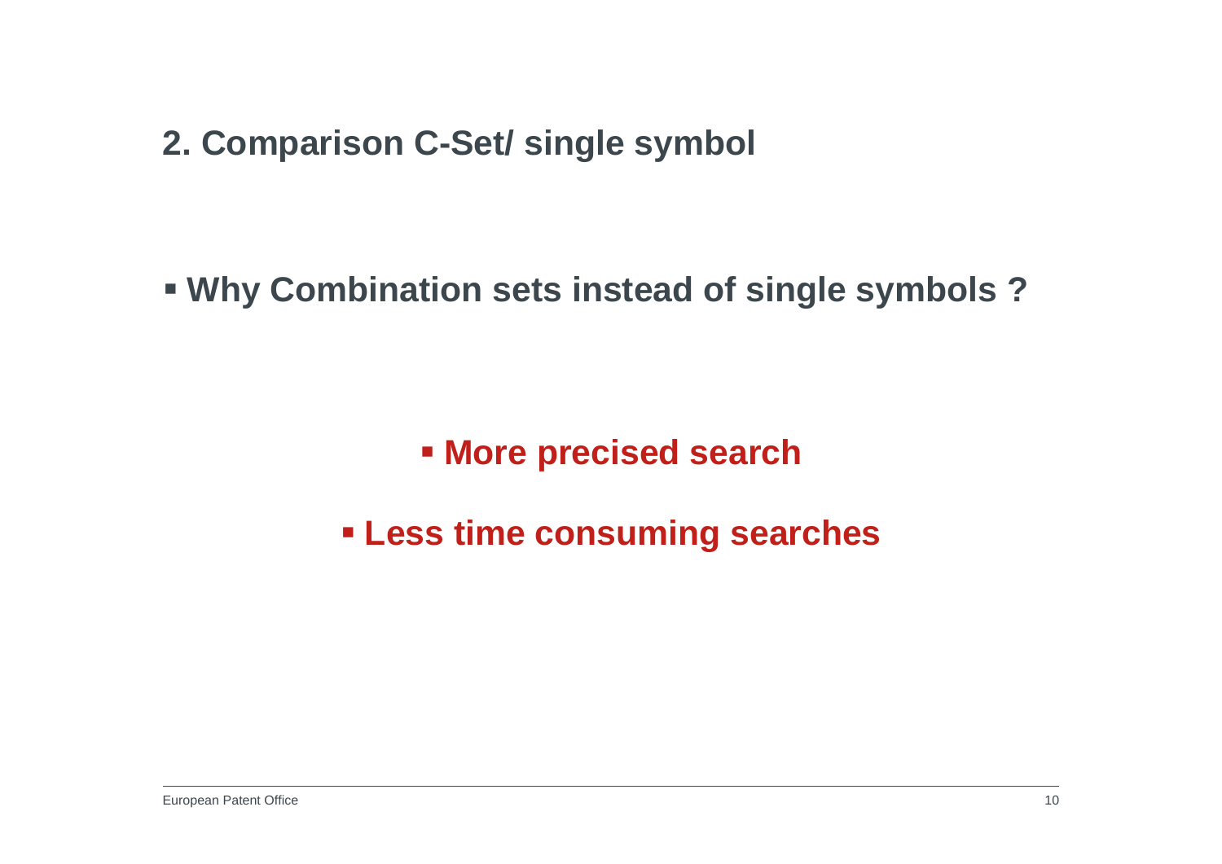## 2. Comparison C-Set/ single symbol

- **Why Combination sets instead of single symbols ?**

  - **More precised search**
  - **Less time consuming searches**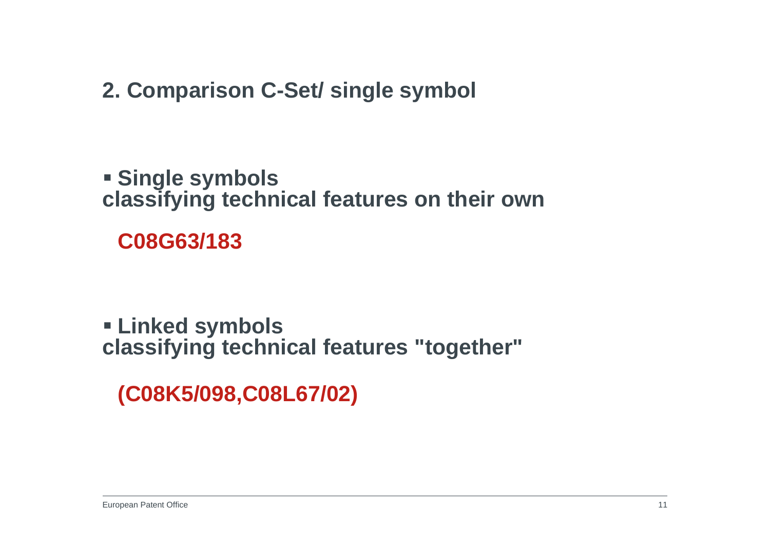## 2. Comparison C-Set/ single symbol

- **Single symbols**
  **classifying technical features on their own**

  **C08G63/183**

- **Linked symbols**
  **classifying technical features "together"**

  **(C08K5/098,C08L67/02)**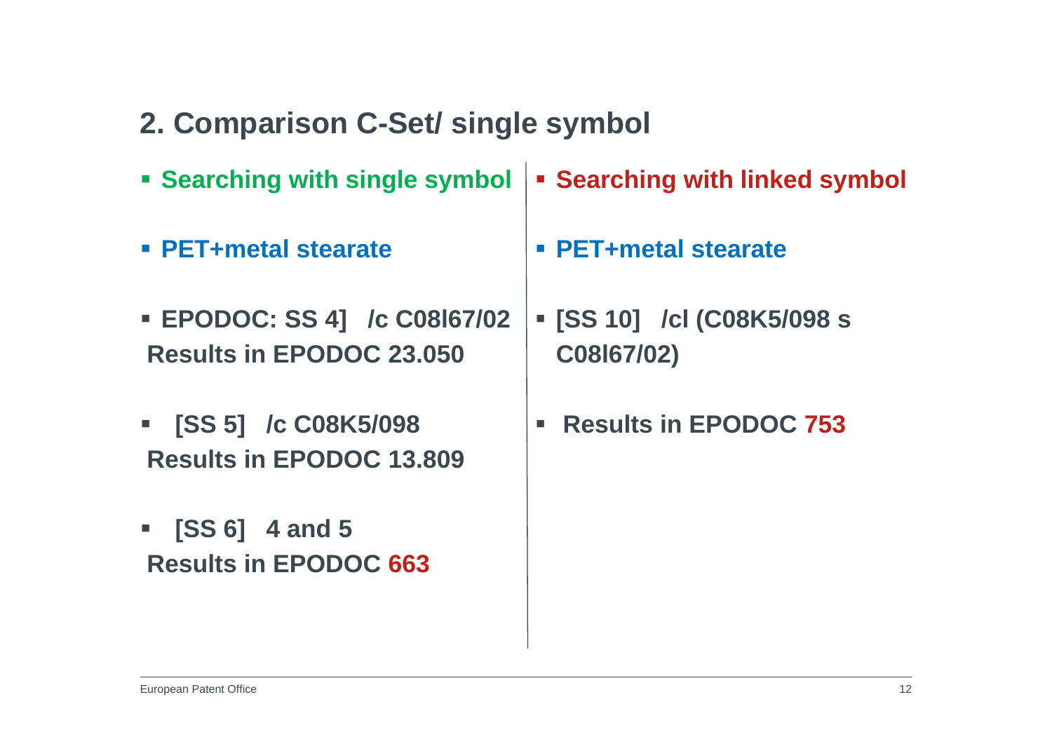## 2. Comparison C-Set/ single symbol

- **Searching with single symbol**
- **PET+metal stearate**
- **EPODOC: SS 4] /c C08l67/02**
  **Results in EPODOC 23.050**
- **[SS 5] /c C08K5/098**
  **Results in EPODOC 13.809**
- **[SS 6] 4 and 5**
  **Results in EPODOC 663**

---

- **Searching with linked symbol**
- **PET+metal stearate**
- **[SS 10] /cl (C08K5/098 s C08l67/02)**
- **Results in EPODOC 753**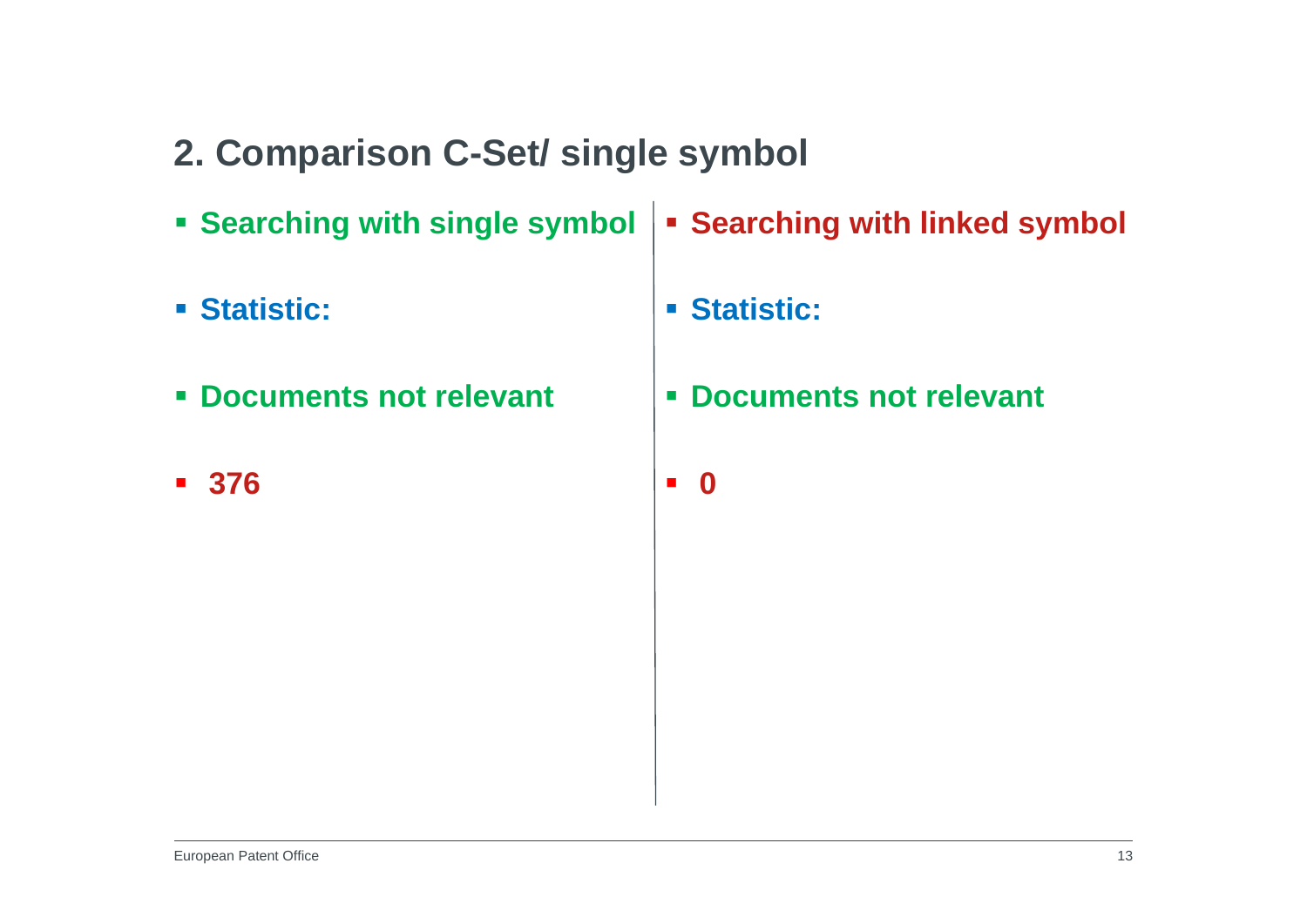## 2. Comparison C-Set/ single symbol

- **Searching with single symbol**
- **Statistic:**
- **Documents not relevant**
- **376**

- **Searching with linked symbol**
- **Statistic:**
- **Documents not relevant**
- **0**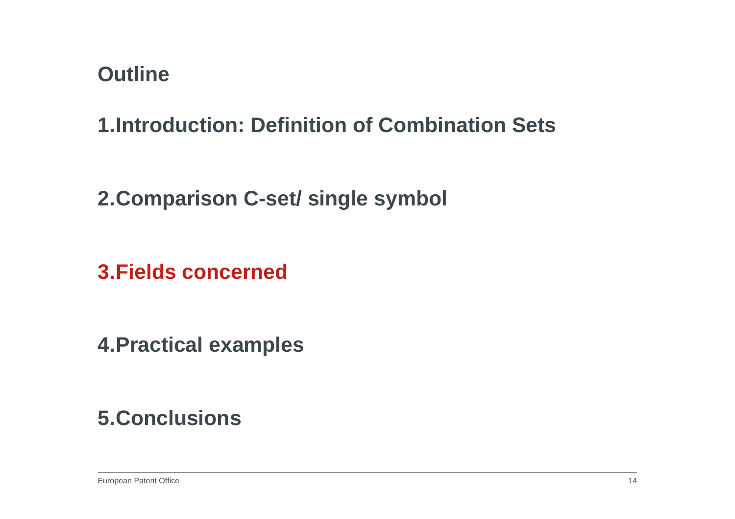# Outline

1. Introduction: Definition of Combination Sets

2. Comparison C-set/ single symbol

3. **Fields concerned**

4. Practical examples

5. Conclusions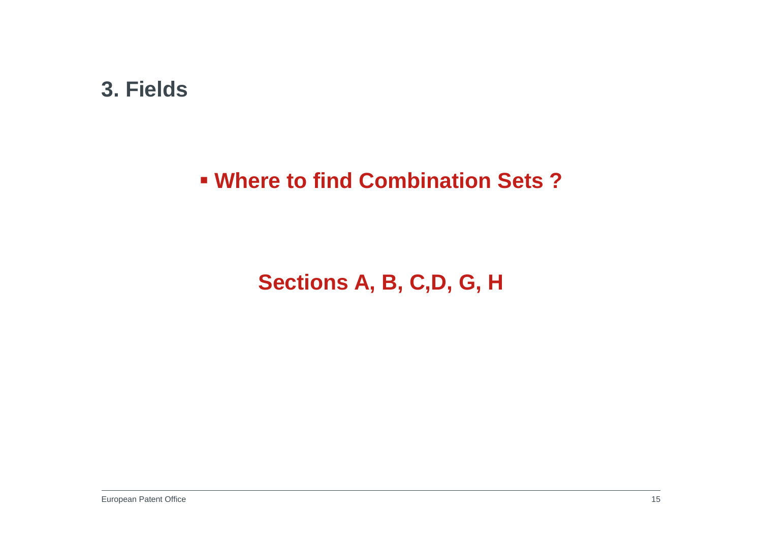# 3. Fields

- **Where to find Combination Sets ?**

**Sections A, B, C,D, G, H**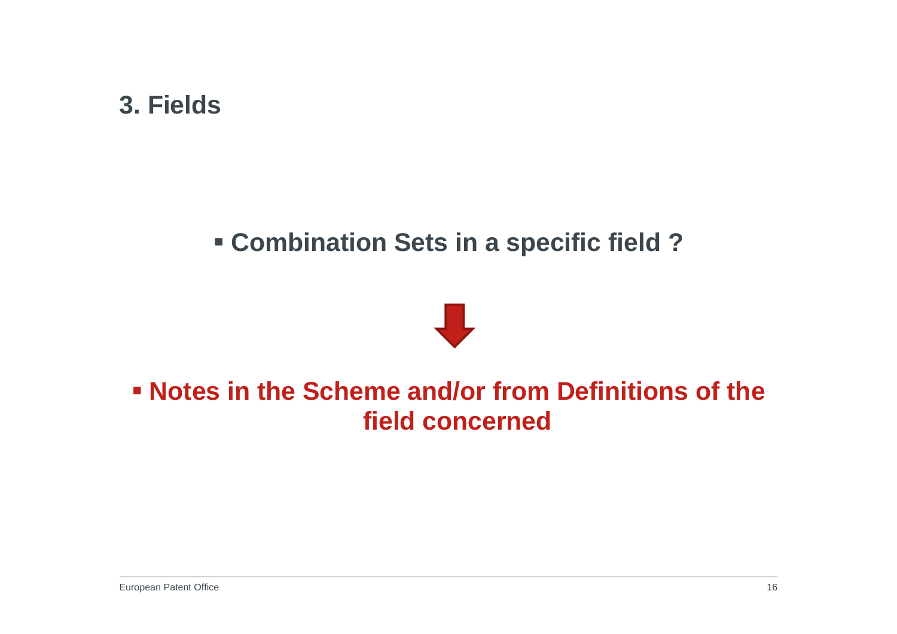# 3. Fields

- **Combination Sets in a specific field ?**

- **Notes in the Scheme and/or from Definitions of the field concerned**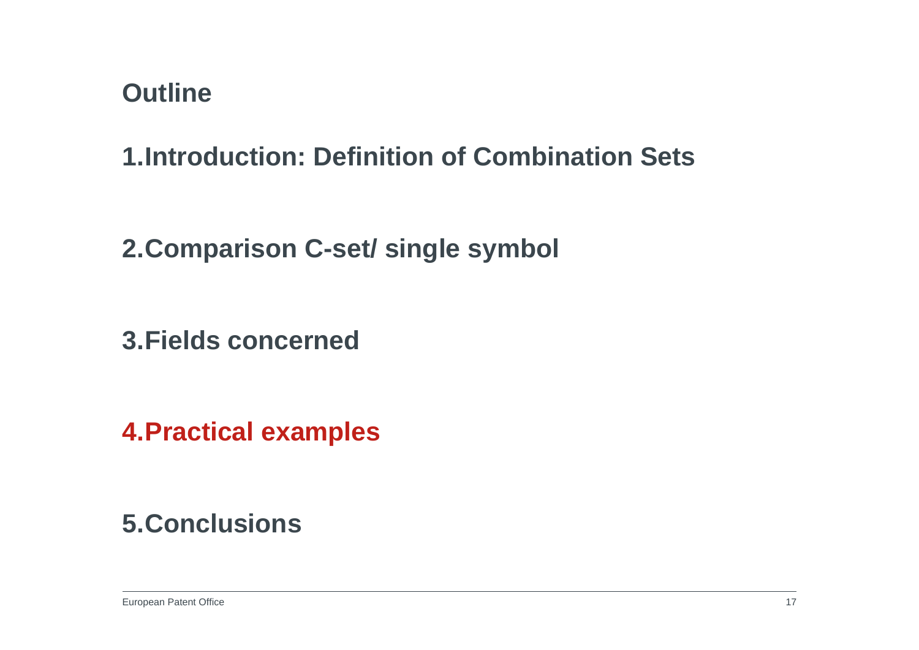# Outline

1. Introduction: Definition of Combination Sets

2. Comparison C-set/ single symbol

3. Fields concerned

4. **Practical examples**

5. Conclusions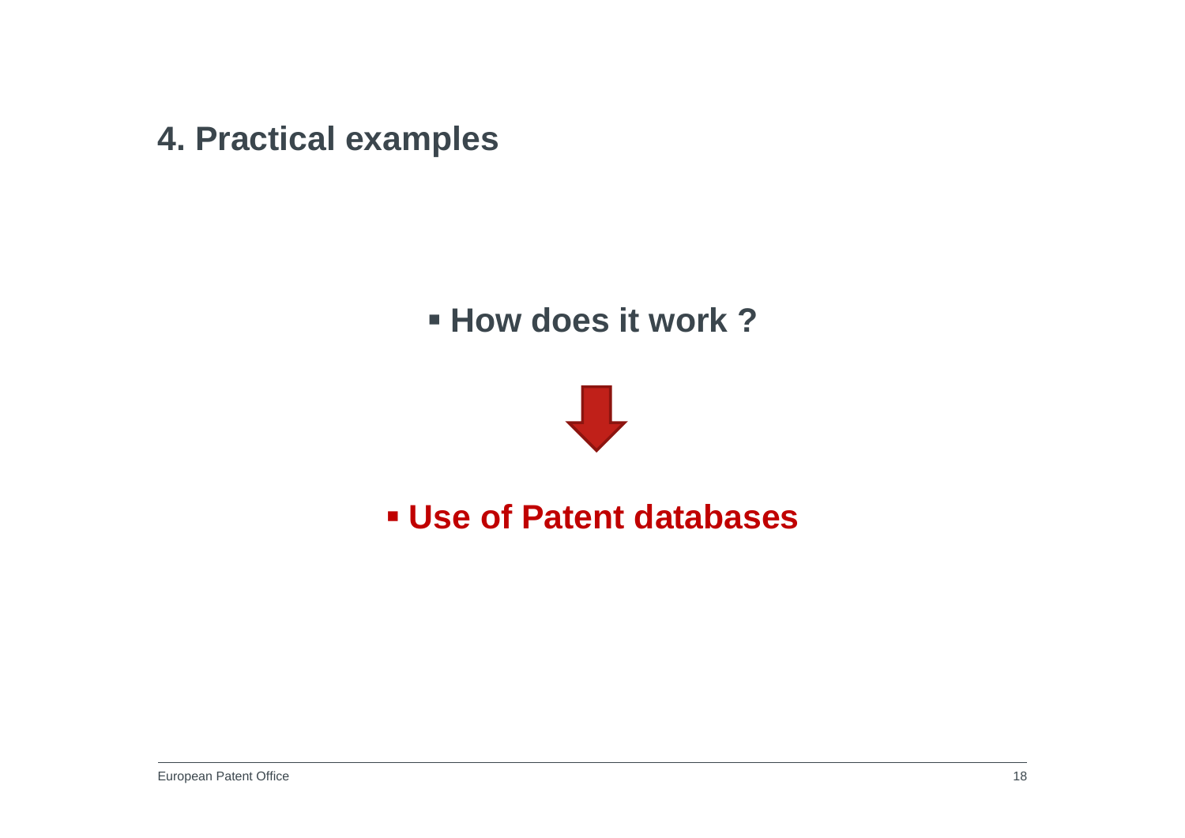# 4. Practical examples

- **How does it work ?**

- **Use of Patent databases**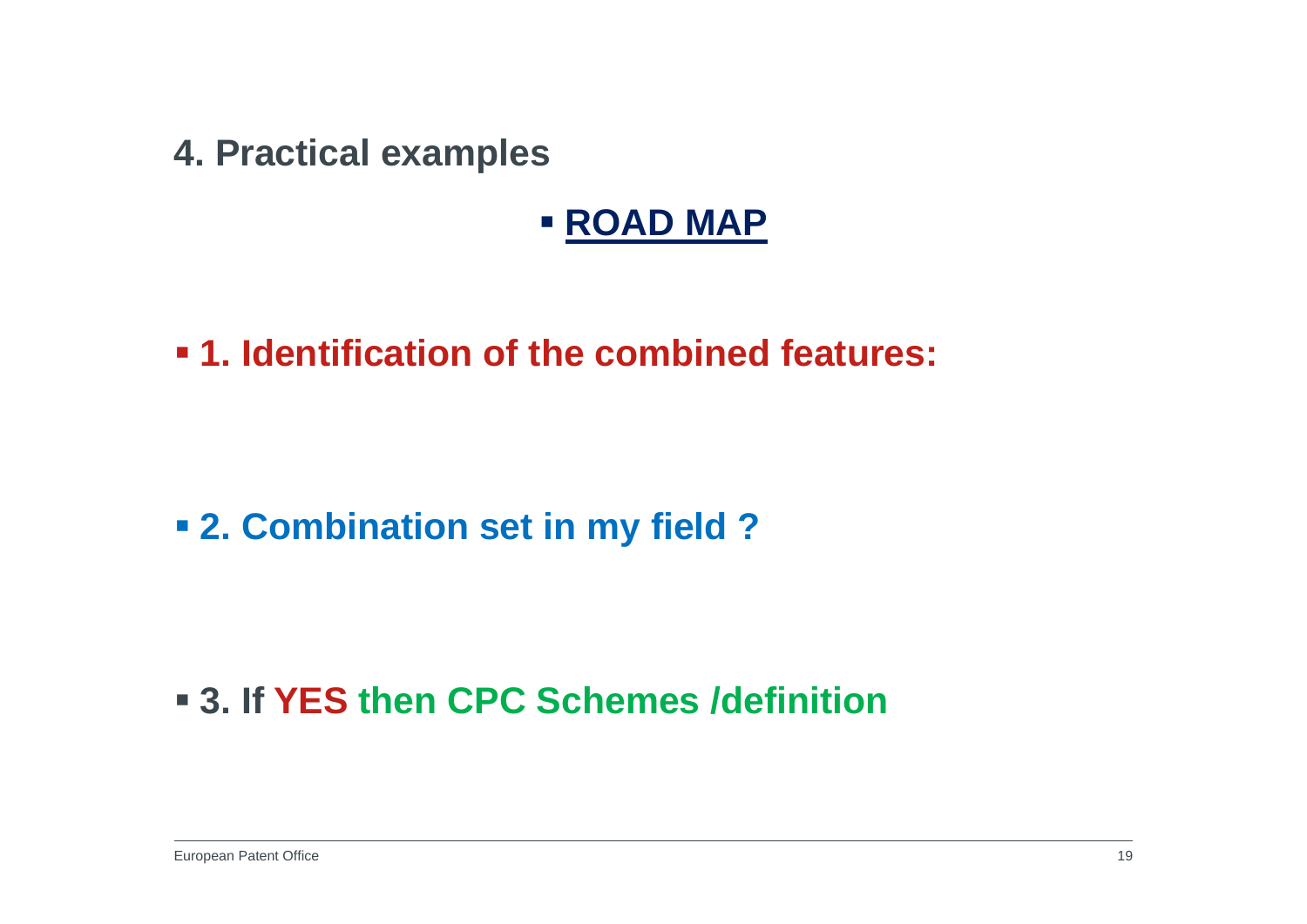## 4. Practical examples

- **ROAD MAP**

- **1. Identification of the combined features:**

- **2. Combination set in my field ?**

- **3. If YES then CPC Schemes /definition**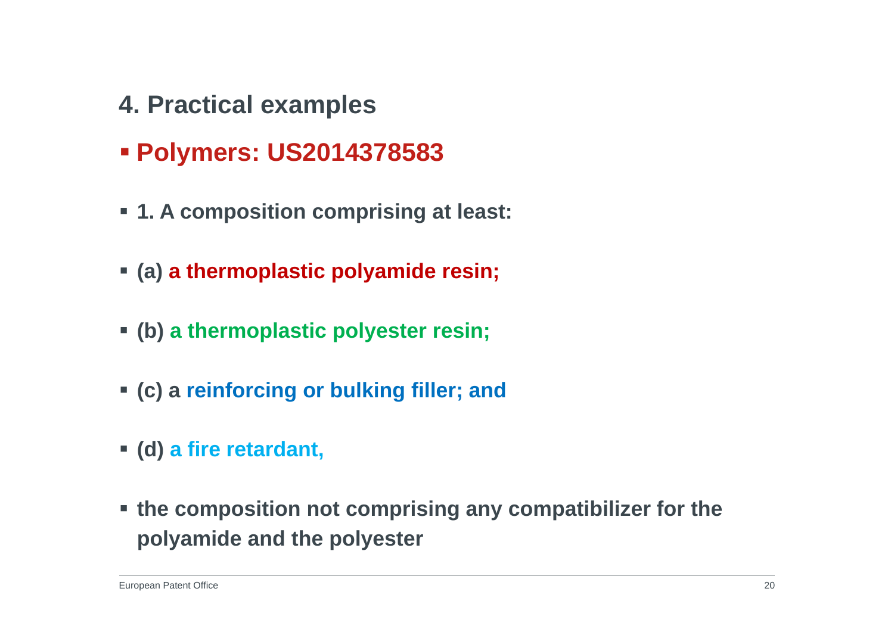## 4. Practical examples

- **Polymers: US2014378583**

- **1. A composition comprising at least:**
- **(a) a thermoplastic polyamide resin;**
- **(b) a thermoplastic polyester resin;**
- **(c) a reinforcing or bulking filler; and**
- **(d) a fire retardant,**
- **the composition not comprising any compatibilizer for the polyamide and the polyester**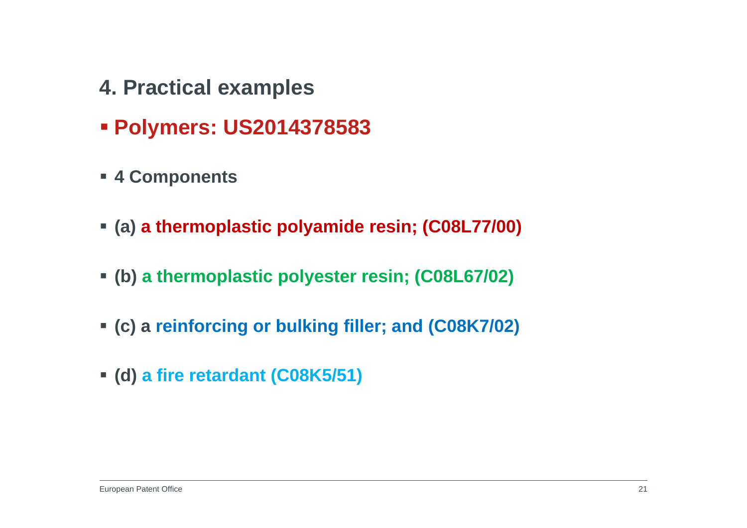## 4. Practical examples

- **Polymers: US2014378583**

- **4 Components**

- **(a) a thermoplastic polyamide resin; (C08L77/00)**

- **(b) a thermoplastic polyester resin; (C08L67/02)**

- **(c) a reinforcing or bulking filler; and (C08K7/02)**

- **(d) a fire retardant (C08K5/51)**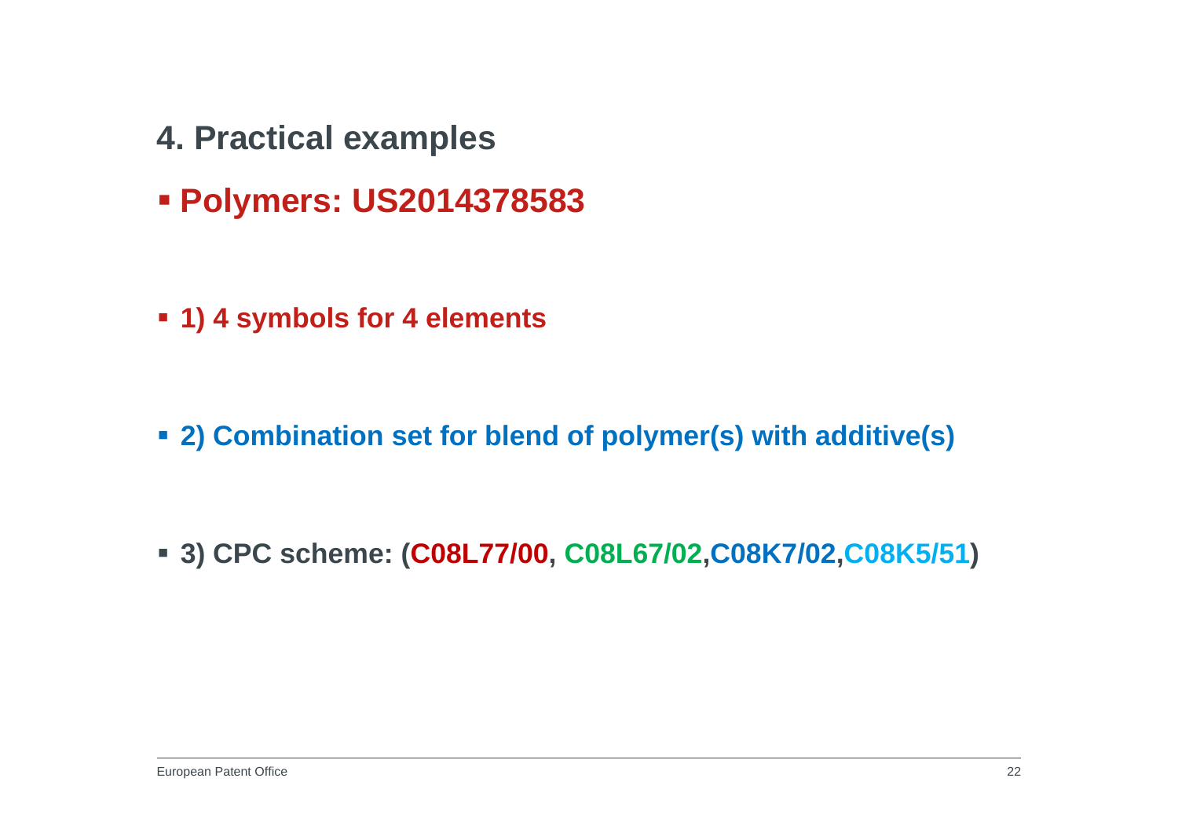## 4. Practical examples

- **Polymers: US2014378583**

- **1) 4 symbols for 4 elements**

- **2) Combination set for blend of polymer(s) with additive(s)**

- **3) CPC scheme: (C08L77/00, C08L67/02,C08K7/02,C08K5/51)**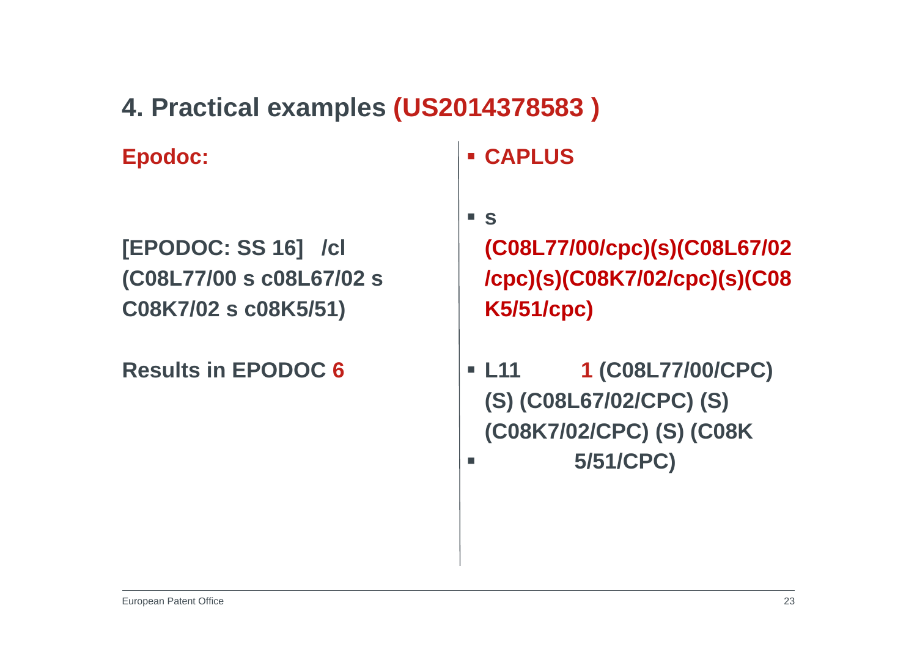## 4. Practical examples (US2014378583 )

**Epodoc:**

**[EPODOC: SS 16] /cl (C08L77/00 s c08L67/02 s C08K7/02 s c08K5/51)**

**Results in EPODOC 6**

- **CAPLUS**

- **s (C08L77/00/cpc)(s)(C08L67/02/cpc)(s)(C08K7/02/cpc)(s)(C08K5/51/cpc)**

- **L11 1 (C08L77/00/CPC) (S) (C08L67/02/CPC) (S) (C08K7/02/CPC) (S) (C08K**
- **5/51/CPC)**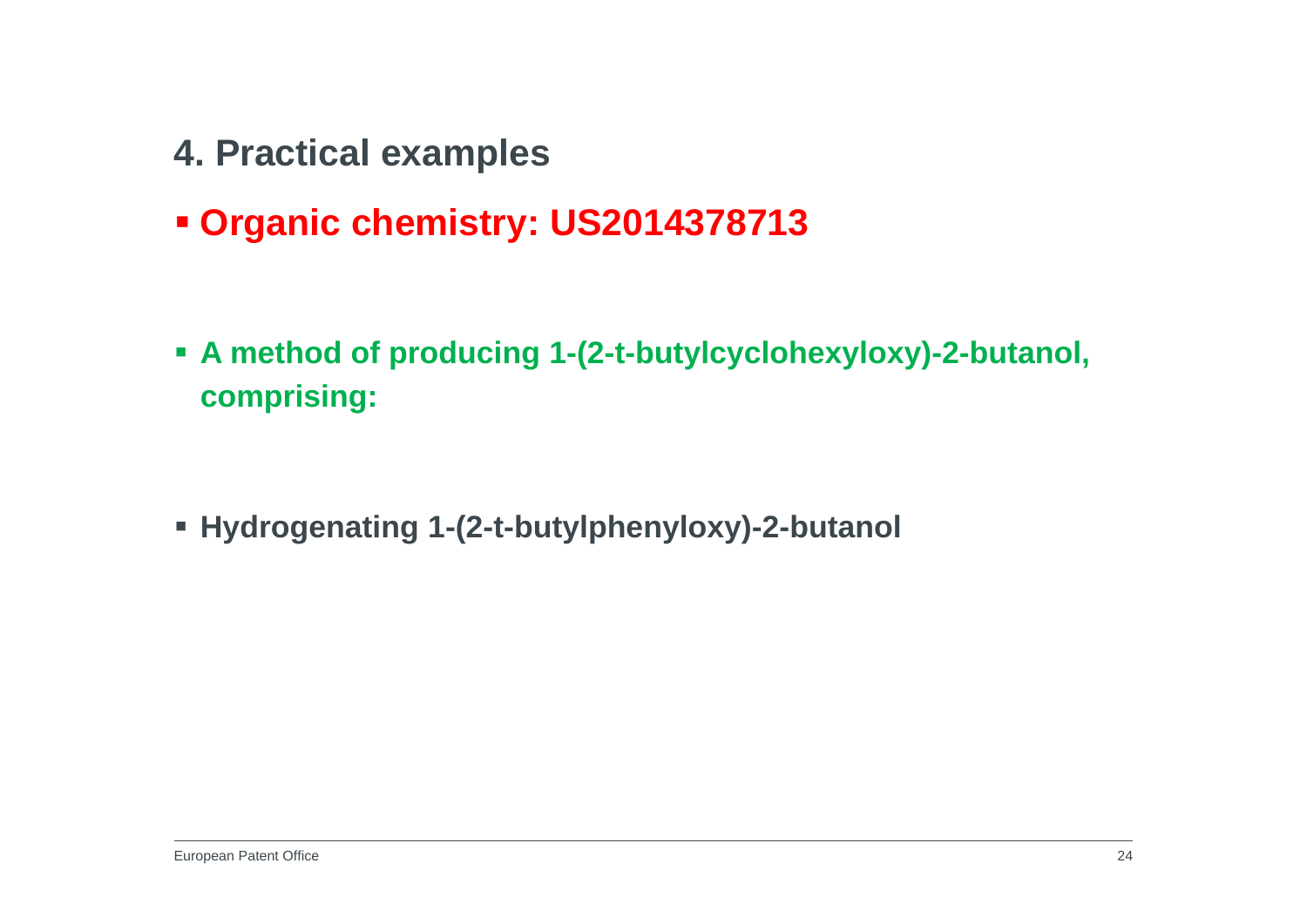## 4. Practical examples

- **Organic chemistry: US2014378713**

- **A method of producing 1-(2-t-butylcyclohexyloxy)-2-butanol, comprising:**

- **Hydrogenating 1-(2-t-butylphenyloxy)-2-butanol**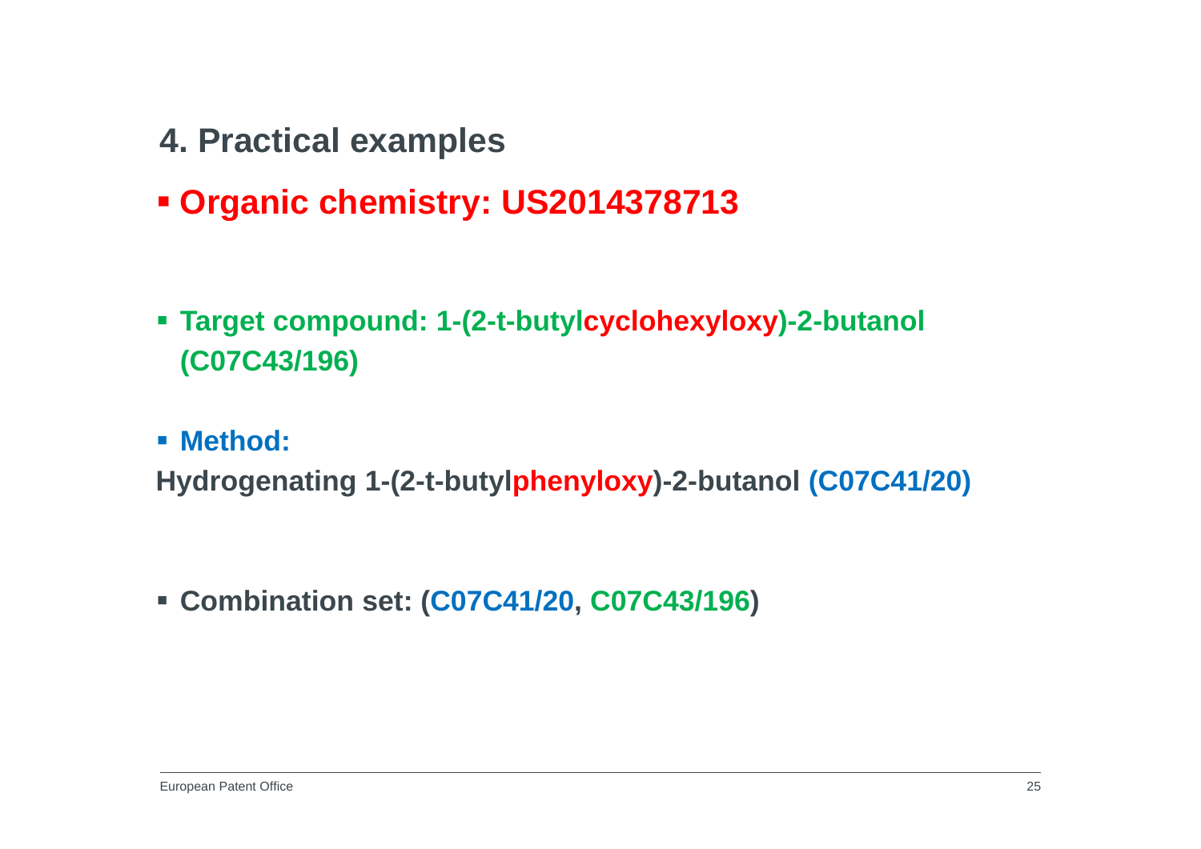## 4. Practical examples

- **Organic chemistry: US2014378713**

- **Target compound: 1-(2-t-butylcyclohexyloxy)-2-butanol (C07C43/196)**

- **Method:**

**Hydrogenating 1-(2-t-butylphenyloxy)-2-butanol (C07C41/20)**

- **Combination set: (C07C41/20, C07C43/196)**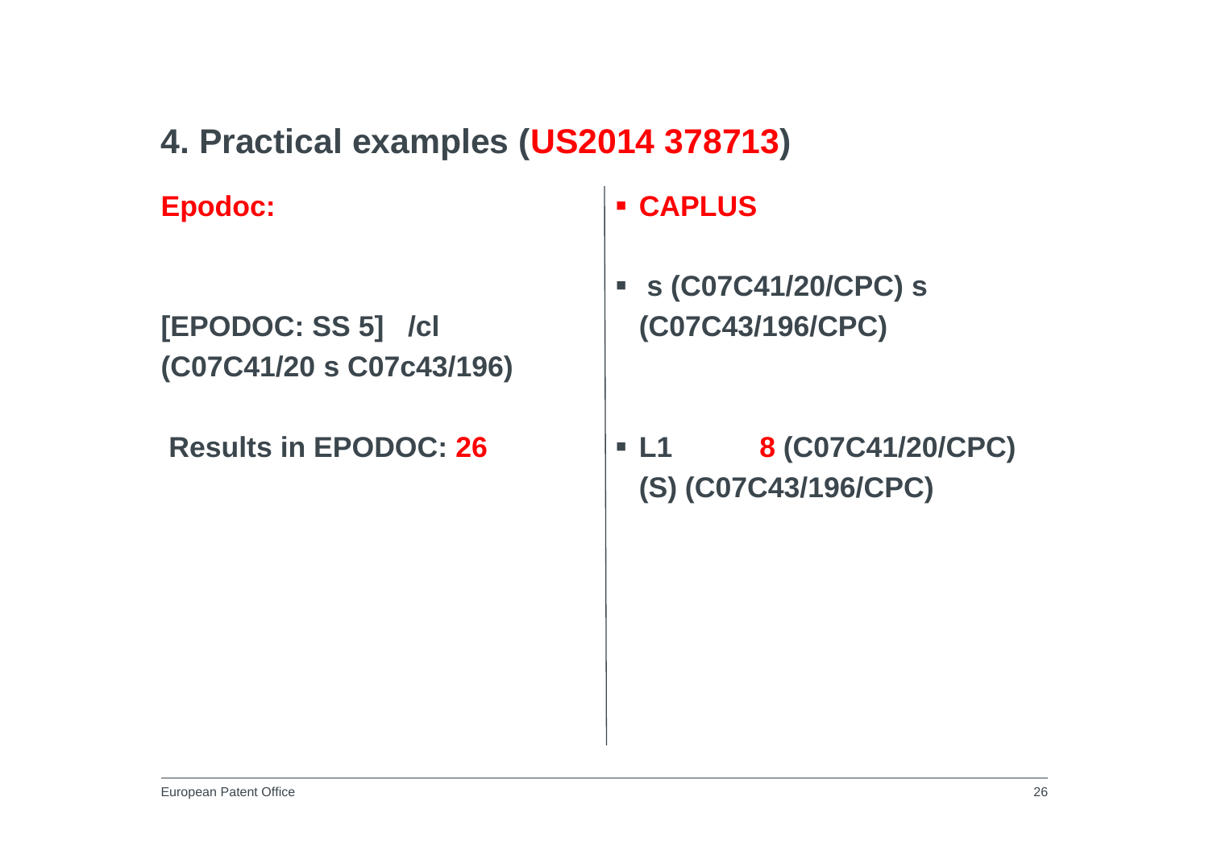# 4. Practical examples (US2014 378713)

**Epodoc:**

**[EPODOC: SS 5] /cl (C07C41/20 s C07c43/196)**

**Results in EPODOC: 26**

- **CAPLUS**

- **s (C07C41/20/CPC) s (C07C43/196/CPC)**

- **L1 8 (C07C41/20/CPC) (S) (C07C43/196/CPC)**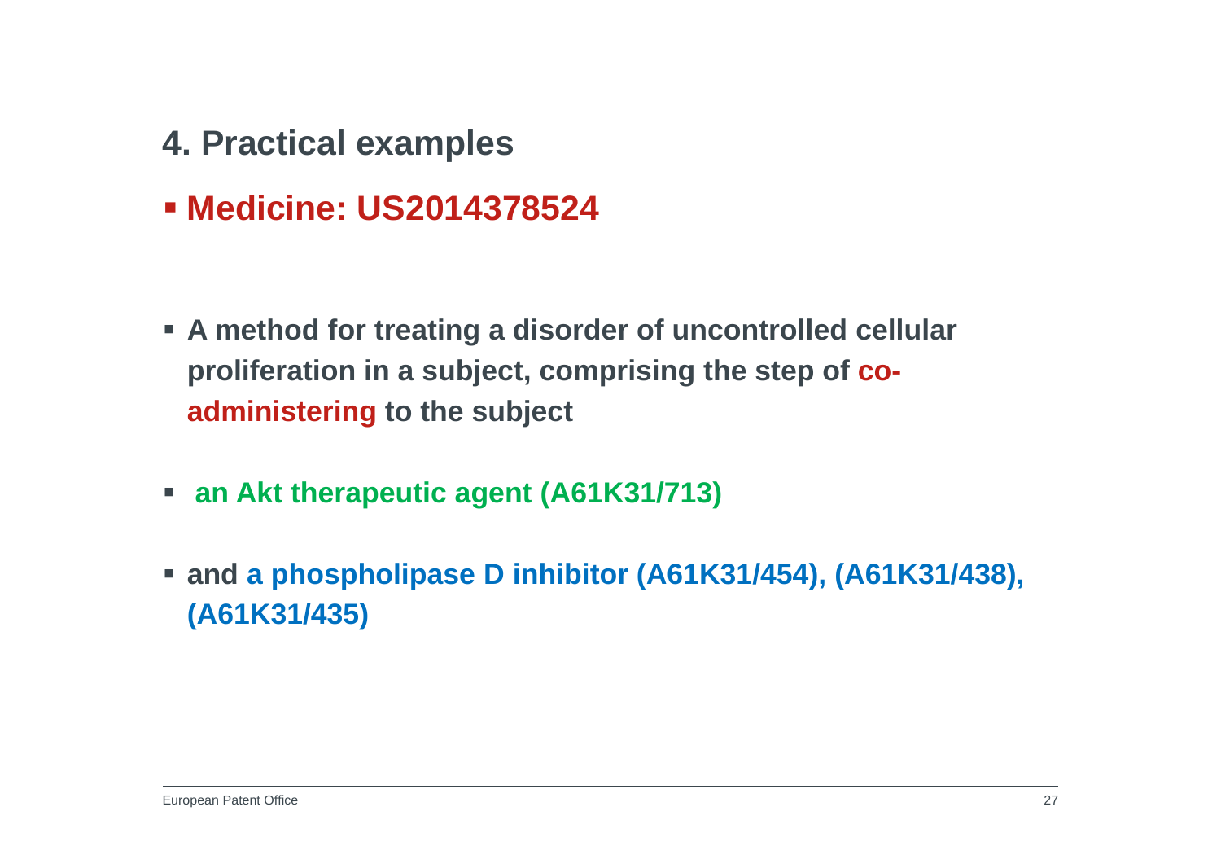## 4. Practical examples

- **Medicine: US2014378524**

- **A method for treating a disorder of uncontrolled cellular proliferation in a subject, comprising the step of co-administering to the subject**

- **an Akt therapeutic agent (A61K31/713)**

- **and a phospholipase D inhibitor (A61K31/454), (A61K31/438), (A61K31/435)**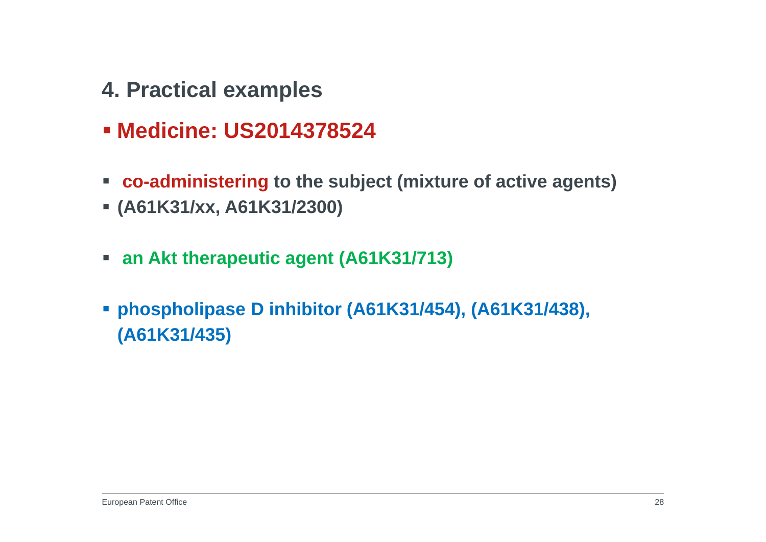## 4. Practical examples

- **Medicine: US2014378524**

- **co-administering to the subject (mixture of active agents)**
- **(A61K31/xx, A61K31/2300)**

- **an Akt therapeutic agent (A61K31/713)**

- **phospholipase D inhibitor (A61K31/454), (A61K31/438), (A61K31/435)**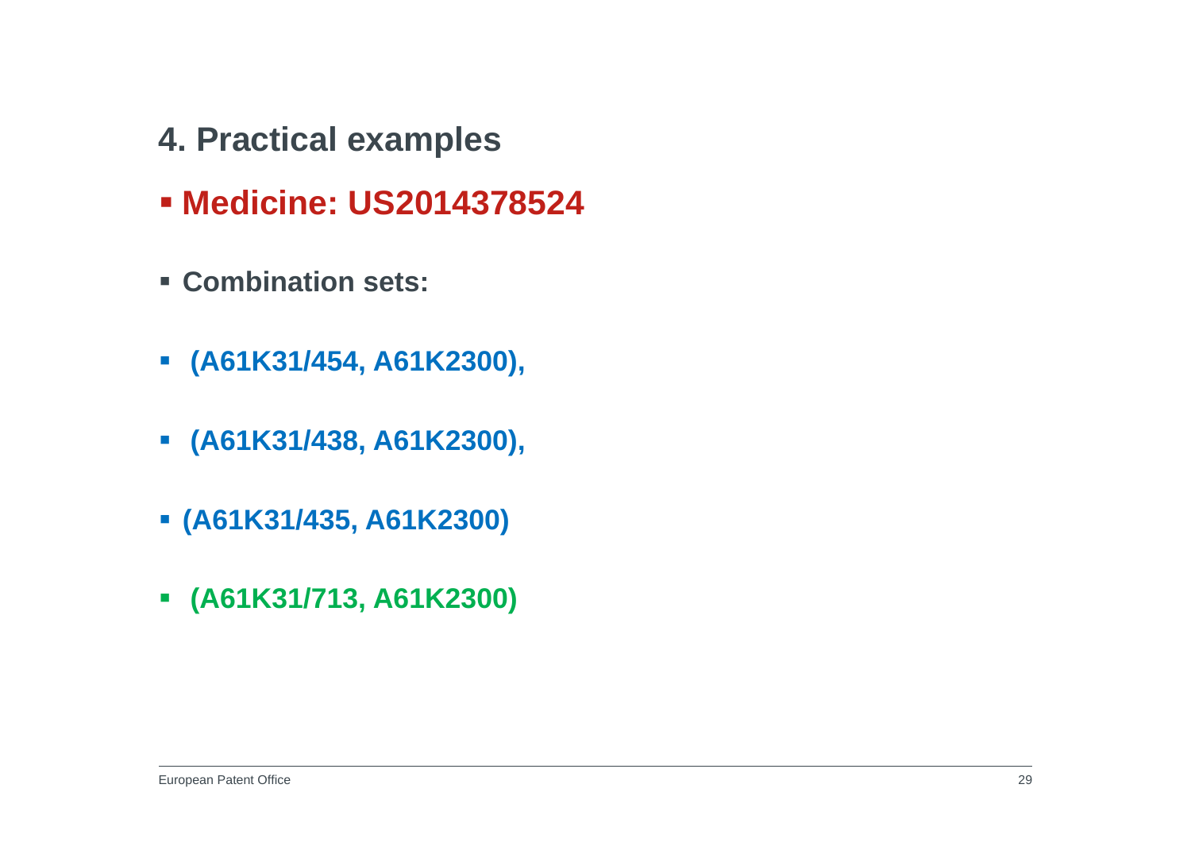## 4. Practical examples

- **Medicine: US2014378524**

- **Combination sets:**

- **(A61K31/454, A61K2300),**

- **(A61K31/438, A61K2300),**

- **(A61K31/435, A61K2300)**

- **(A61K31/713, A61K2300)**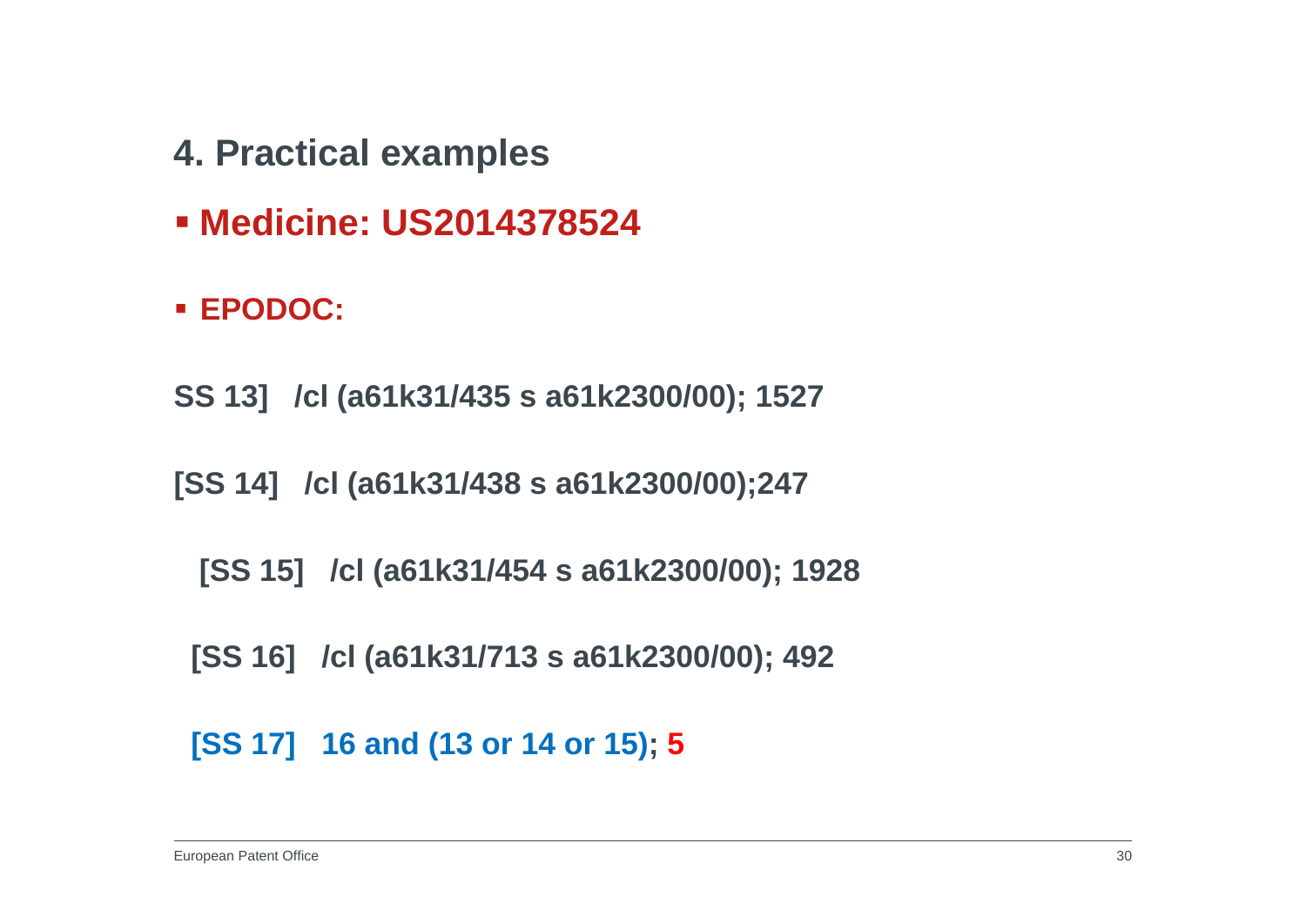## 4. Practical examples

- **Medicine: US2014378524**

- **EPODOC:**

**SS 13] /cl (a61k31/435 s a61k2300/00); 1527**

**[SS 14] /cl (a61k31/438 s a61k2300/00);247**

**[SS 15] /cl (a61k31/454 s a61k2300/00); 1928**

**[SS 16] /cl (a61k31/713 s a61k2300/00); 492**

**[SS 17] 16 and (13 or 14 or 15); 5**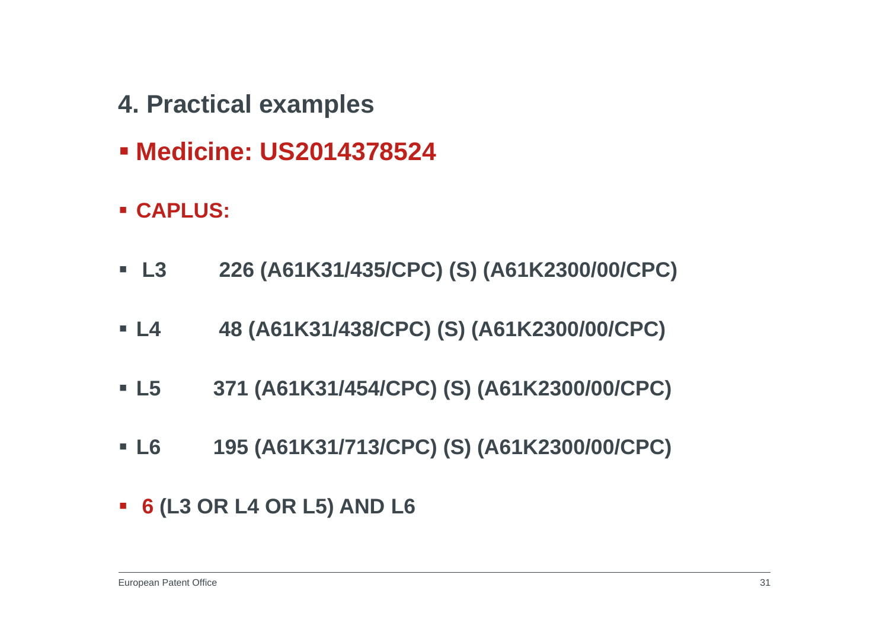## 4. Practical examples

- **Medicine: US2014378524**

- **CAPLUS:**

- **L3 226 (A61K31/435/CPC) (S) (A61K2300/00/CPC)**

- **L4 48 (A61K31/438/CPC) (S) (A61K2300/00/CPC)**

- **L5 371 (A61K31/454/CPC) (S) (A61K2300/00/CPC)**

- **L6 195 (A61K31/713/CPC) (S) (A61K2300/00/CPC)**

- **6 (L3 OR L4 OR L5) AND L6**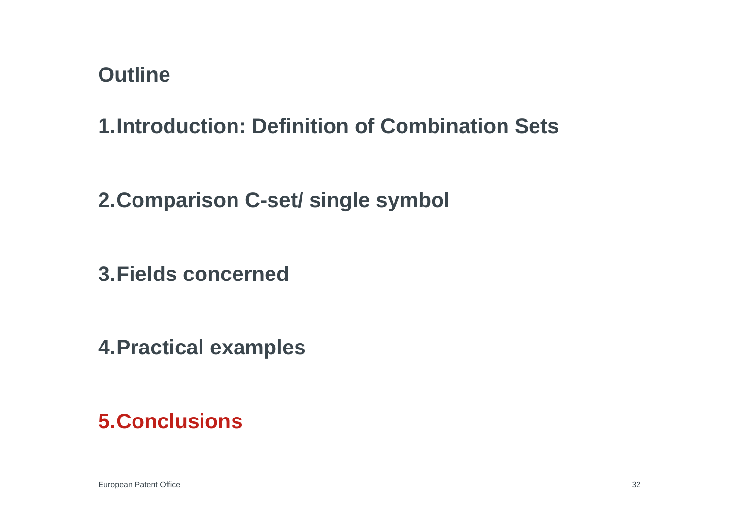# Outline

1. Introduction: Definition of Combination Sets

2. Comparison C-set/ single symbol

3. Fields concerned

4. Practical examples

5. **Conclusions**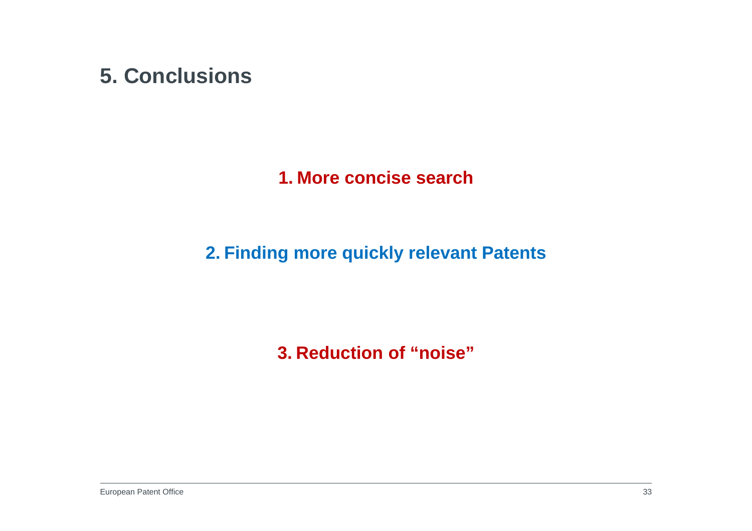## 5. Conclusions

1. **More concise search**

2. **Finding more quickly relevant Patents**

3. **Reduction of “noise”**